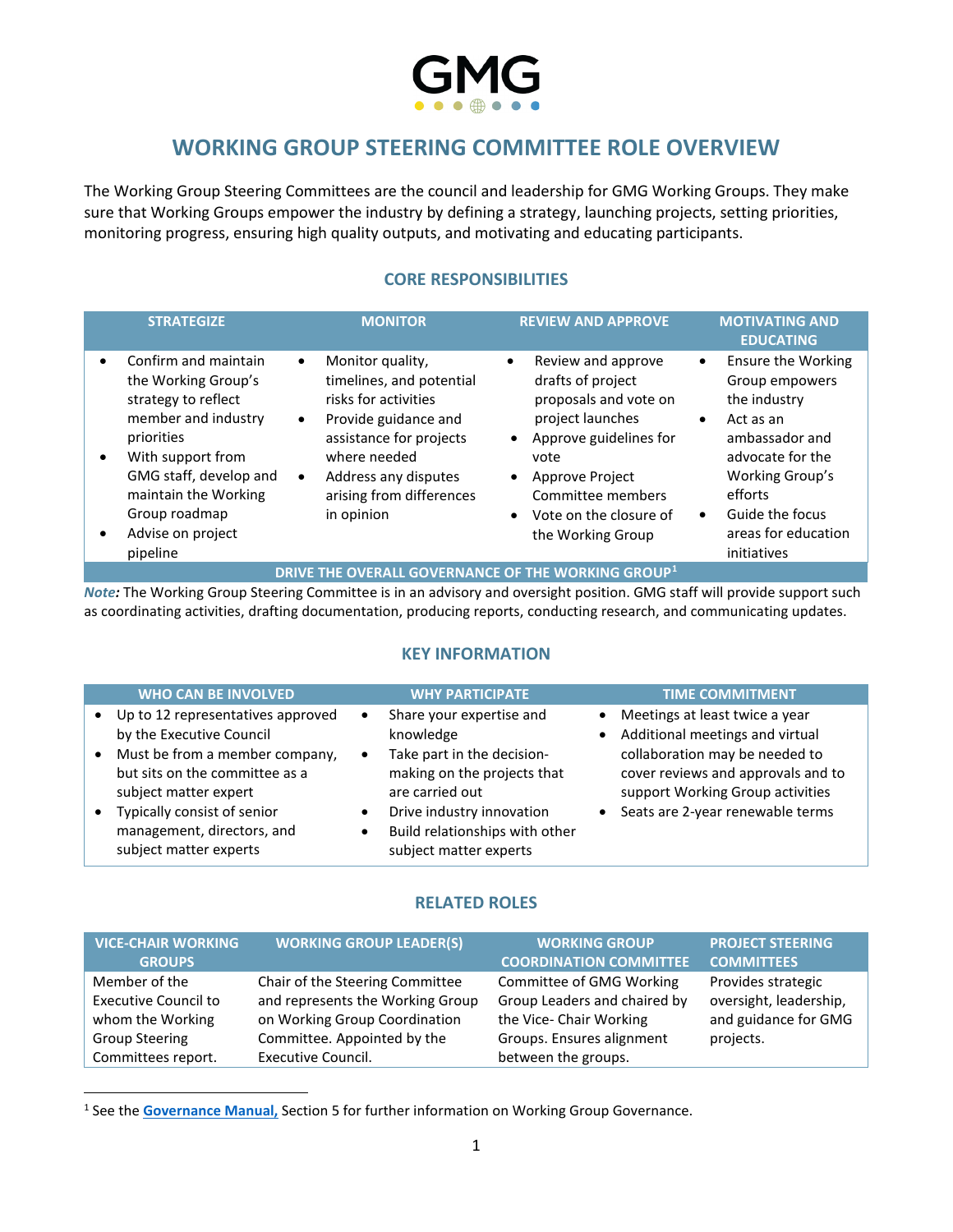# WORKING GROUP STEERING COMMITTEE ROLE OVERVIEW

The Working Group Steering Committees are the council and leadership for GMG Working Groups. They make sure that Working Groups empower the industry by defining a strategy, launching projects, setting priorities, monitoring progress, ensuring high quality outputs, and motivating and educating participants.

## CORE RESPONSIBILITIES

| STRATEGIZE | MONITOR | REVIEW AND APPROVE | MOTIVATING AND EDUCATING |
|---|---|---|---|
| • Confirm and maintain the Working Group's strategy to reflect member and industry priorities<br>• With support from GMG staff, develop and maintain the Working Group roadmap<br>• Advise on project pipeline | • Monitor quality, timelines, and potential risks for activities<br>• Provide guidance and assistance for projects where needed<br>• Address any disputes arising from differences in opinion | • Review and approve drafts of project proposals and vote on project launches<br>• Approve guidelines for vote<br>• Approve Project Committee members<br>• Vote on the closure of the Working Group | • Ensure the Working Group empowers the industry<br>• Act as an ambassador and advocate for the Working Group's efforts<br>• Guide the focus areas for education initiatives |
| DRIVE THE OVERALL GOVERNANCE OF THE WORKING GROUP[1] | | | |

***Note:*** The Working Group Steering Committee is in an advisory and oversight position. GMG staff will provide support such as coordinating activities, drafting documentation, producing reports, conducting research, and communicating updates.

## KEY INFORMATION

| WHO CAN BE INVOLVED | WHY PARTICIPATE | TIME COMMITMENT |
|---|---|---|
| • Up to 12 representatives approved by the Executive Council<br>• Must be from a member company, but sits on the committee as a subject matter expert<br>• Typically consist of senior management, directors, and subject matter experts | • Share your expertise and knowledge<br>• Take part in the decision-making on the projects that are carried out<br>• Drive industry innovation<br>• Build relationships with other subject matter experts | • Meetings at least twice a year<br>• Additional meetings and virtual collaboration may be needed to cover reviews and approvals and to support Working Group activities<br>• Seats are 2-year renewable terms |

## RELATED ROLES

| VICE-CHAIR WORKING GROUPS | WORKING GROUP LEADER(S) | WORKING GROUP COORDINATION COMMITTEE | PROJECT STEERING COMMITTEES |
|---|---|---|---|
| Member of the Executive Council to whom the Working Group Steering Committees report. | Chair of the Steering Committee and represents the Working Group on Working Group Coordination Committee. Appointed by the Executive Council. | Committee of GMG Working Group Leaders and chaired by the Vice- Chair Working Groups. Ensures alignment between the groups. | Provides strategic oversight, leadership, and guidance for GMG projects. |

[1] See the **Governance Manual,** Section 5 for further information on Working Group Governance.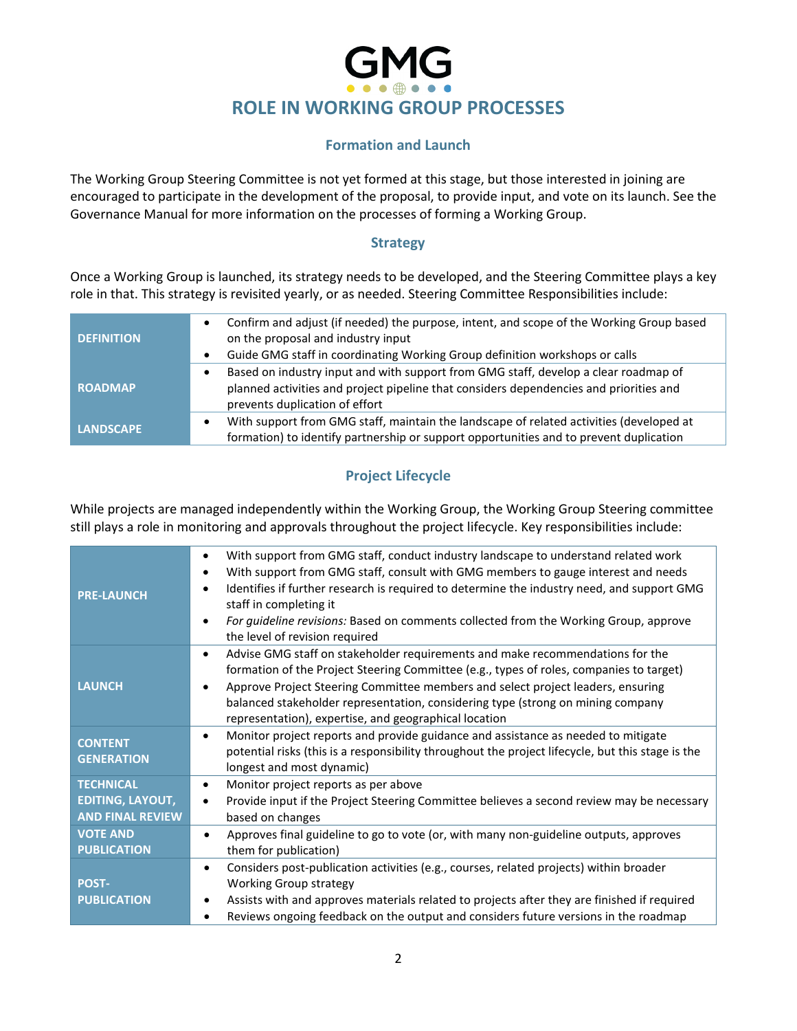# ROLE IN WORKING GROUP PROCESSES

## Formation and Launch

The Working Group Steering Committee is not yet formed at this stage, but those interested in joining are encouraged to participate in the development of the proposal, to provide input, and vote on its launch. See the Governance Manual for more information on the processes of forming a Working Group.

## Strategy

Once a Working Group is launched, its strategy needs to be developed, and the Steering Committee plays a key role in that. This strategy is revisited yearly, or as needed. Steering Committee Responsibilities include:

| | |
|---|---|
| **DEFINITION** | • Confirm and adjust (if needed) the purpose, intent, and scope of the Working Group based on the proposal and industry input<br>• Guide GMG staff in coordinating Working Group definition workshops or calls |
| **ROADMAP** | • Based on industry input and with support from GMG staff, develop a clear roadmap of planned activities and project pipeline that considers dependencies and priorities and prevents duplication of effort |
| **LANDSCAPE** | • With support from GMG staff, maintain the landscape of related activities (developed at formation) to identify partnership or support opportunities and to prevent duplication |

## Project Lifecycle

While projects are managed independently within the Working Group, the Working Group Steering committee still plays a role in monitoring and approvals throughout the project lifecycle. Key responsibilities include:

| | |
|---|---|
| **PRE-LAUNCH** | • With support from GMG staff, conduct industry landscape to understand related work<br>• With support from GMG staff, consult with GMG members to gauge interest and needs<br>• Identifies if further research is required to determine the industry need, and support GMG staff in completing it<br>• *For guideline revisions:* Based on comments collected from the Working Group, approve the level of revision required |
| **LAUNCH** | • Advise GMG staff on stakeholder requirements and make recommendations for the formation of the Project Steering Committee (e.g., types of roles, companies to target)<br>• Approve Project Steering Committee members and select project leaders, ensuring balanced stakeholder representation, considering type (strong on mining company representation), expertise, and geographical location |
| **CONTENT GENERATION** | • Monitor project reports and provide guidance and assistance as needed to mitigate potential risks (this is a responsibility throughout the project lifecycle, but this stage is the longest and most dynamic) |
| **TECHNICAL EDITING, LAYOUT, AND FINAL REVIEW** | • Monitor project reports as per above<br>• Provide input if the Project Steering Committee believes a second review may be necessary based on changes |
| **VOTE AND PUBLICATION** | • Approves final guideline to go to vote (or, with many non-guideline outputs, approves them for publication) |
| **POST-PUBLICATION** | • Considers post-publication activities (e.g., courses, related projects) within broader Working Group strategy<br>• Assists with and approves materials related to projects after they are finished if required<br>• Reviews ongoing feedback on the output and considers future versions in the roadmap |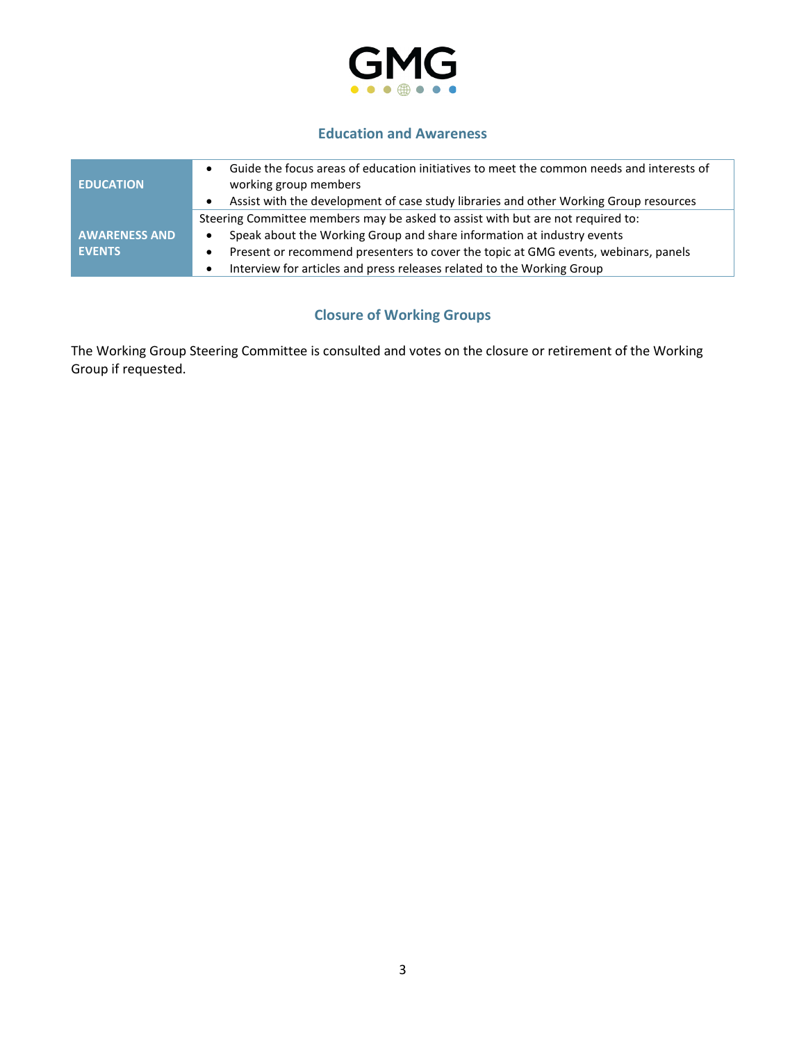## Education and Awareness

| | |
|---|---|
| **EDUCATION** | • Guide the focus areas of education initiatives to meet the common needs and interests of working group members<br>• Assist with the development of case study libraries and other Working Group resources |
| **AWARENESS AND EVENTS** | Steering Committee members may be asked to assist with but are not required to:<br>• Speak about the Working Group and share information at industry events<br>• Present or recommend presenters to cover the topic at GMG events, webinars, panels<br>• Interview for articles and press releases related to the Working Group |

## Closure of Working Groups

The Working Group Steering Committee is consulted and votes on the closure or retirement of the Working Group if requested.